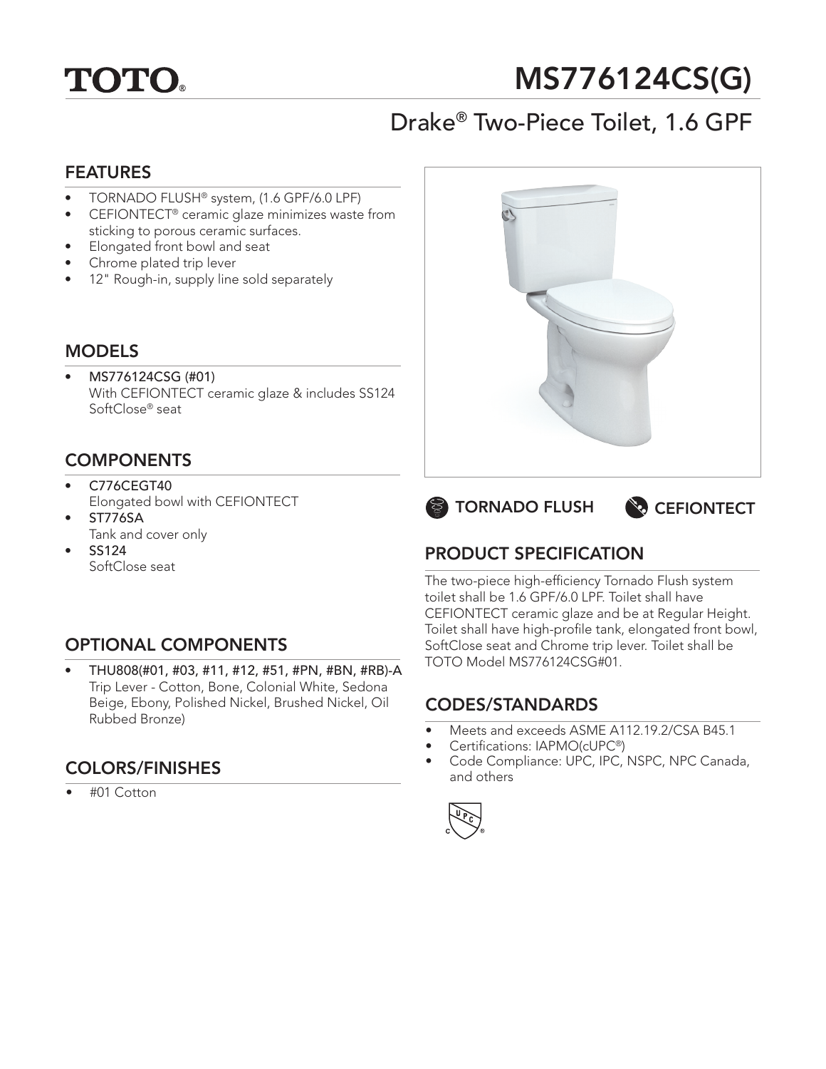TOTO®

# MS776124CS(G)

## Drake® Two-Piece Toilet, 1.6 GPF

### FEATURES

- TORNADO FLUSH® system, (1.6 GPF/6.0 LPF)
- CEFIONTECT® ceramic glaze minimizes waste from sticking to porous ceramic surfaces.
- Elongated front bowl and seat
- Chrome plated trip lever
- 12" Rough-in, supply line sold separately

### MODELS

- **MS776124CSG (#01)**
  With CEFIONTECT ceramic glaze & includes SS124 SoftClose® seat

### COMPONENTS

- **C776CEGT40**
  Elongated bowl with CEFIONTECT
- **ST776SA**
  Tank and cover only
- **SS124**
  SoftClose seat

### OPTIONAL COMPONENTS

- **THU808(#01, #03, #11, #12, #51, #PN, #BN, #RB)-A**
  Trip Lever - Cotton, Bone, Colonial White, Sedona Beige, Ebony, Polished Nickel, Brushed Nickel, Oil Rubbed Bronze)

### COLORS/FINISHES

- #01 Cotton

TORNADO FLUSH CEFIONTECT

### PRODUCT SPECIFICATION

The two-piece high-efficiency Tornado Flush system toilet shall be 1.6 GPF/6.0 LPF. Toilet shall have CEFIONTECT ceramic glaze and be at Regular Height. Toilet shall have high-profile tank, elongated front bowl, SoftClose seat and Chrome trip lever. Toilet shall be TOTO Model MS776124CSG#01.

### CODES/STANDARDS

- Meets and exceeds ASME A112.19.2/CSA B45.1
- Certifications: IAPMO(cUPC®)
- Code Compliance: UPC, IPC, NSPC, NPC Canada, and others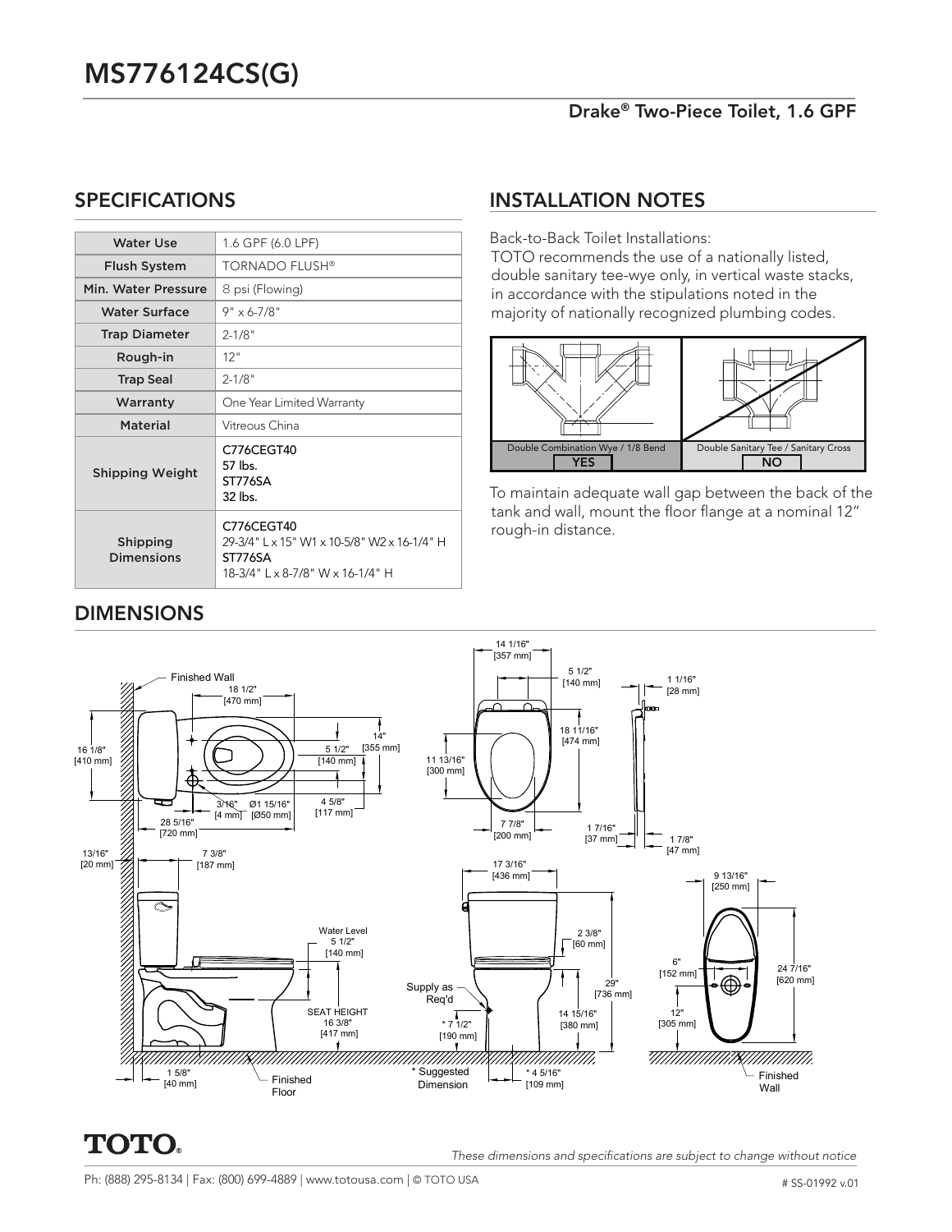# MS776124CS(G)

## Drake® Two-Piece Toilet, 1.6 GPF

## SPECIFICATIONS

| | |
|---|---|
| Water Use | 1.6 GPF (6.0 LPF) |
| Flush System | TORNADO FLUSH® |
| Min. Water Pressure | 8 psi (Flowing) |
| Water Surface | 9" x 6-7/8" |
| Trap Diameter | 2-1/8" |
| Rough-in | 12" |
| Trap Seal | 2-1/8" |
| Warranty | One Year Limited Warranty |
| Material | Vitreous China |
| Shipping Weight | C776CEGT40 57 lbs. ST776SA 32 lbs. |
| Shipping Dimensions | C776CEGT40 29-3/4" L x 15" W1 x 10-5/8" W2 x 16-1/4" H ST776SA 18-3/4" L x 8-7/8" W x 16-1/4" H |

## INSTALLATION NOTES

Back-to-Back Toilet Installations:
TOTO recommends the use of a nationally listed, double sanitary tee-wye only, in vertical waste stacks, in accordance with the stipulations noted in the majority of nationally recognized plumbing codes.

Double Combination Wye / 1/8 Bend
YES

Double Sanitary Tee / Sanitary Cross
NO

To maintain adequate wall gap between the back of the tank and wall, mount the floor flange at a nominal 12" rough-in distance.

## DIMENSIONS

Finished Wall
18 1/2" [470 mm]
14" [355 mm]
16 1/8" [410 mm]
5 1/2" [140 mm]
3/16" [4 mm]
Ø1 15/16" [Ø50 mm]
4 5/8" [117 mm]
28 5/16" [720 mm]
13/16" [20 mm]
7 3/8" [187 mm]
14 1/16" [357 mm]
5 1/2" [140 mm]
1 1/16" [28 mm]
18 11/16" [474 mm]
11 13/16" [300 mm]
7 7/8" [200 mm]
1 7/16" [37 mm]
1 7/8" [47 mm]
17 3/16" [436 mm]
9 13/16" [250 mm]
Water Level 5 1/2" [140 mm]
2 3/8" [60 mm]
29" [736 mm]
6" [152 mm]
24 7/16" [620 mm]
Supply as Req'd
SEAT HEIGHT 16 3/8" [417 mm]
* 7 1/2" [190 mm]
14 15/16" [380 mm]
12" [305 mm]
1 5/8" [40 mm]
Finished Floor
* Suggested Dimension
* 4 5/16" [109 mm]
Finished Wall

TOTO®

*These dimensions and specifications are subject to change without notice*

Ph: (888) 295-8134 | Fax: (800) 699-4889 | www.totousa.com | © TOTO USA

# SS-01992 v.01